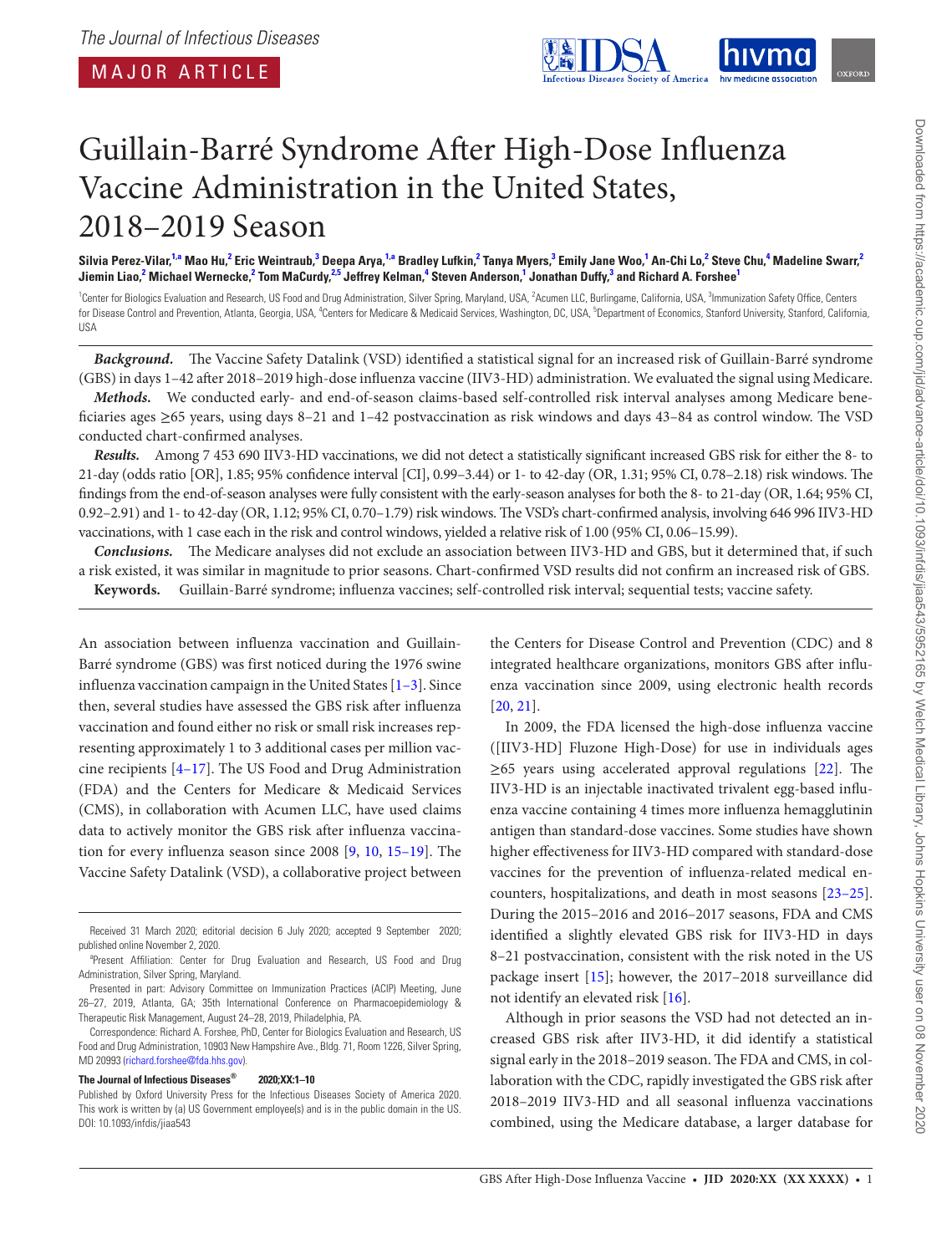The Journal of Infectious Diseases

MAJOR ARTICLE

# Guillain-Barré Syndrome After High-Dose Influenza Vaccine Administration in the United States, 2018–2019 Season

**Silvia Perez-Vilar,[1,a] Mao Hu,[2] Eric Weintraub,[3] Deepa Arya,[1,a] Bradley Lufkin,[2] Tanya Myers,[3] Emily Jane Woo,[1] An-Chi Lo,[2] Steve Chu,[4] Madeline Swarr,[2] Jiemin Liao,[2] Michael Wernecke,[2] Tom MaCurdy,[2,5] Jeffrey Kelman,[4] Steven Anderson,[1] Jonathan Duffy,[3] and Richard A. Forshee[1]**

[1]Center for Biologics Evaluation and Research, US Food and Drug Administration, Silver Spring, Maryland, USA, [2]Acumen LLC, Burlingame, California, USA, [3]Immunization Safety Office, Centers for Disease Control and Prevention, Atlanta, Georgia, USA, [4]Centers for Medicare & Medicaid Services, Washington, DC, USA, [5]Department of Economics, Stanford University, Stanford, California, USA

***Background.*** The Vaccine Safety Datalink (VSD) identified a statistical signal for an increased risk of Guillain-Barré syndrome (GBS) in days 1–42 after 2018–2019 high-dose influenza vaccine (IIV3-HD) administration. We evaluated the signal using Medicare.

***Methods.*** We conducted early- and end-of-season claims-based self-controlled risk interval analyses among Medicare beneficiaries ages ≥65 years, using days 8–21 and 1–42 postvaccination as risk windows and days 43–84 as control window. The VSD conducted chart-confirmed analyses.

***Results.*** Among 7 453 690 IIV3-HD vaccinations, we did not detect a statistically significant increased GBS risk for either the 8- to 21-day (odds ratio [OR], 1.85; 95% confidence interval [CI], 0.99–3.44) or 1- to 42-day (OR, 1.31; 95% CI, 0.78–2.18) risk windows. The findings from the end-of-season analyses were fully consistent with the early-season analyses for both the 8- to 21-day (OR, 1.64; 95% CI, 0.92–2.91) and 1- to 42-day (OR, 1.12; 95% CI, 0.70–1.79) risk windows. The VSD's chart-confirmed analysis, involving 646 996 IIV3-HD vaccinations, with 1 case each in the risk and control windows, yielded a relative risk of 1.00 (95% CI, 0.06–15.99).

***Conclusions.*** The Medicare analyses did not exclude an association between IIV3-HD and GBS, but it determined that, if such a risk existed, it was similar in magnitude to prior seasons. Chart-confirmed VSD results did not confirm an increased risk of GBS.

**Keywords.** Guillain-Barré syndrome; influenza vaccines; self-controlled risk interval; sequential tests; vaccine safety.

An association between influenza vaccination and Guillain-Barré syndrome (GBS) was first noticed during the 1976 swine influenza vaccination campaign in the United States [1–3]. Since then, several studies have assessed the GBS risk after influenza vaccination and found either no risk or small risk increases representing approximately 1 to 3 additional cases per million vaccine recipients [4–17]. The US Food and Drug Administration (FDA) and the Centers for Medicare & Medicaid Services (CMS), in collaboration with Acumen LLC, have used claims data to actively monitor the GBS risk after influenza vaccination for every influenza season since 2008 [9, 10, 15–19]. The Vaccine Safety Datalink (VSD), a collaborative project between the Centers for Disease Control and Prevention (CDC) and 8 integrated healthcare organizations, monitors GBS after influenza vaccination since 2009, using electronic health records [20, 21].

In 2009, the FDA licensed the high-dose influenza vaccine ([IIV3-HD] Fluzone High-Dose) for use in individuals ages ≥65 years using accelerated approval regulations [22]. The IIV3-HD is an injectable inactivated trivalent egg-based influenza vaccine containing 4 times more influenza hemagglutinin antigen than standard-dose vaccines. Some studies have shown higher effectiveness for IIV3-HD compared with standard-dose vaccines for the prevention of influenza-related medical encounters, hospitalizations, and death in most seasons [23–25]. During the 2015–2016 and 2016–2017 seasons, FDA and CMS identified a slightly elevated GBS risk for IIV3-HD in days 8–21 postvaccination, consistent with the risk noted in the US package insert [15]; however, the 2017–2018 surveillance did not identify an elevated risk [16].

Although in prior seasons the VSD had not detected an increased GBS risk after IIV3-HD, it did identify a statistical signal early in the 2018–2019 season. The FDA and CMS, in collaboration with the CDC, rapidly investigated the GBS risk after 2018–2019 IIV3-HD and all seasonal influenza vaccinations combined, using the Medicare database, a larger database for

Received 31 March 2020; editorial decision 6 July 2020; accepted 9 September 2020; published online November 2, 2020.

[a]Present Affiliation: Center for Drug Evaluation and Research, US Food and Drug Administration, Silver Spring, Maryland.

Presented in part: Advisory Committee on Immunization Practices (ACIP) Meeting, June 26–27, 2019, Atlanta, GA; 35th International Conference on Pharmacoepidemiology & Therapeutic Risk Management, August 24–28, 2019, Philadelphia, PA.

Correspondence: Richard A. Forshee, PhD, Center for Biologics Evaluation and Research, US Food and Drug Administration, 10903 New Hampshire Ave., Bldg. 71, Room 1226, Silver Spring, MD 20993 (richard.forshee@fda.hhs.gov).

**The Journal of Infectious Diseases® 2020;XX:1–10**

Published by Oxford University Press for the Infectious Diseases Society of America 2020. This work is written by (a) US Government employee(s) and is in the public domain in the US. DOI: 10.1093/infdis/jiaa543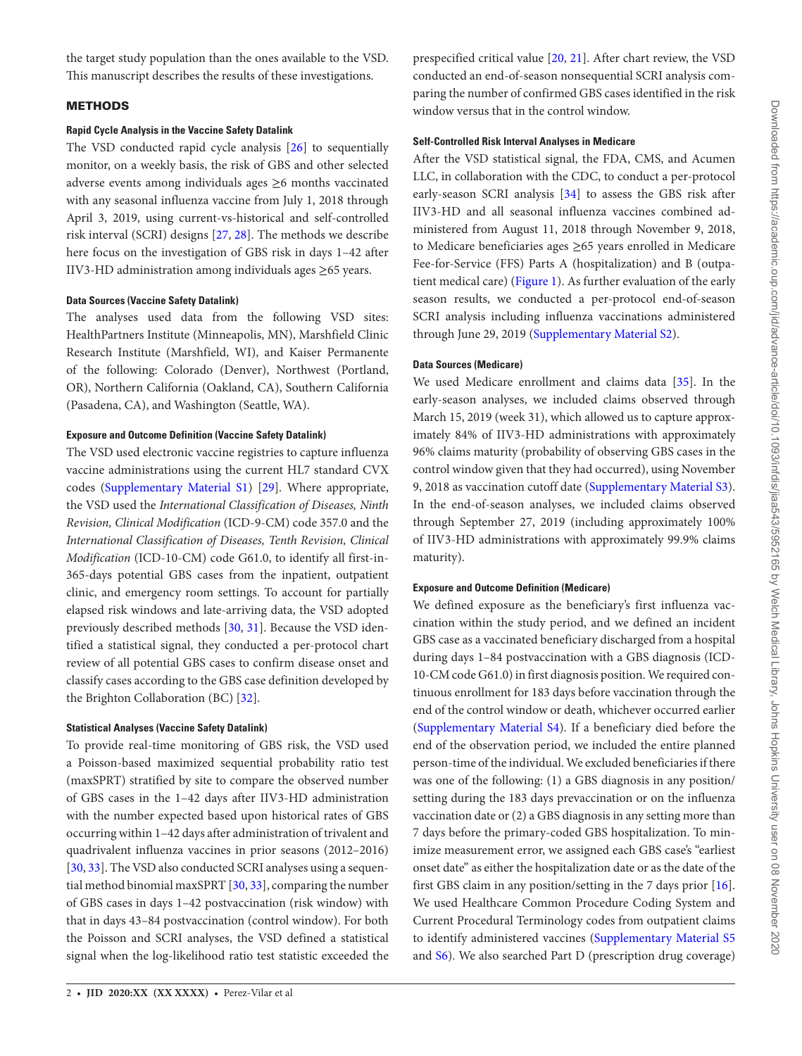the target study population than the ones available to the VSD. This manuscript describes the results of these investigations.

## METHODS

### Rapid Cycle Analysis in the Vaccine Safety Datalink

The VSD conducted rapid cycle analysis [26] to sequentially monitor, on a weekly basis, the risk of GBS and other selected adverse events among individuals ages ≥6 months vaccinated with any seasonal influenza vaccine from July 1, 2018 through April 3, 2019, using current-vs-historical and self-controlled risk interval (SCRI) designs [27, 28]. The methods we describe here focus on the investigation of GBS risk in days 1–42 after IIV3-HD administration among individuals ages ≥65 years.

### Data Sources (Vaccine Safety Datalink)

The analyses used data from the following VSD sites: HealthPartners Institute (Minneapolis, MN), Marshfield Clinic Research Institute (Marshfield, WI), and Kaiser Permanente of the following: Colorado (Denver), Northwest (Portland, OR), Northern California (Oakland, CA), Southern California (Pasadena, CA), and Washington (Seattle, WA).

### Exposure and Outcome Definition (Vaccine Safety Datalink)

The VSD used electronic vaccine registries to capture influenza vaccine administrations using the current HL7 standard CVX codes (Supplementary Material S1) [29]. Where appropriate, the VSD used the *International Classification of Diseases, Ninth Revision, Clinical Modification* (ICD-9-CM) code 357.0 and the *International Classification of Diseases, Tenth Revision, Clinical Modification* (ICD-10-CM) code G61.0, to identify all first-in-365-days potential GBS cases from the inpatient, outpatient clinic, and emergency room settings. To account for partially elapsed risk windows and late-arriving data, the VSD adopted previously described methods [30, 31]. Because the VSD identified a statistical signal, they conducted a per-protocol chart review of all potential GBS cases to confirm disease onset and classify cases according to the GBS case definition developed by the Brighton Collaboration (BC) [32].

### Statistical Analyses (Vaccine Safety Datalink)

To provide real-time monitoring of GBS risk, the VSD used a Poisson-based maximized sequential probability ratio test (maxSPRT) stratified by site to compare the observed number of GBS cases in the 1–42 days after IIV3-HD administration with the number expected based upon historical rates of GBS occurring within 1–42 days after administration of trivalent and quadrivalent influenza vaccines in prior seasons (2012–2016) [30, 33]. The VSD also conducted SCRI analyses using a sequential method binomial maxSPRT [30, 33], comparing the number of GBS cases in days 1–42 postvaccination (risk window) with that in days 43–84 postvaccination (control window). For both the Poisson and SCRI analyses, the VSD defined a statistical signal when the log-likelihood ratio test statistic exceeded the prespecified critical value [20, 21]. After chart review, the VSD conducted an end-of-season nonsequential SCRI analysis comparing the number of confirmed GBS cases identified in the risk window versus that in the control window.

### Self-Controlled Risk Interval Analyses in Medicare

After the VSD statistical signal, the FDA, CMS, and Acumen LLC, in collaboration with the CDC, to conduct a per-protocol early-season SCRI analysis [34] to assess the GBS risk after IIV3-HD and all seasonal influenza vaccines combined administered from August 11, 2018 through November 9, 2018, to Medicare beneficiaries ages ≥65 years enrolled in Medicare Fee-for-Service (FFS) Parts A (hospitalization) and B (outpatient medical care) (Figure 1). As further evaluation of the early season results, we conducted a per-protocol end-of-season SCRI analysis including influenza vaccinations administered through June 29, 2019 (Supplementary Material S2).

### Data Sources (Medicare)

We used Medicare enrollment and claims data [35]. In the early-season analyses, we included claims observed through March 15, 2019 (week 31), which allowed us to capture approximately 84% of IIV3-HD administrations with approximately 96% claims maturity (probability of observing GBS cases in the control window given that they had occurred), using November 9, 2018 as vaccination cutoff date (Supplementary Material S3). In the end-of-season analyses, we included claims observed through September 27, 2019 (including approximately 100% of IIV3-HD administrations with approximately 99.9% claims maturity).

### Exposure and Outcome Definition (Medicare)

We defined exposure as the beneficiary's first influenza vaccination within the study period, and we defined an incident GBS case as a vaccinated beneficiary discharged from a hospital during days 1–84 postvaccination with a GBS diagnosis (ICD-10-CM code G61.0) in first diagnosis position. We required continuous enrollment for 183 days before vaccination through the end of the control window or death, whichever occurred earlier (Supplementary Material S4). If a beneficiary died before the end of the observation period, we included the entire planned person-time of the individual. We excluded beneficiaries if there was one of the following: (1) a GBS diagnosis in any position/setting during the 183 days prevaccination or on the influenza vaccination date or (2) a GBS diagnosis in any setting more than 7 days before the primary-coded GBS hospitalization. To minimize measurement error, we assigned each GBS case's "earliest onset date" as either the hospitalization date or as the date of the first GBS claim in any position/setting in the 7 days prior [16]. We used Healthcare Common Procedure Coding System and Current Procedural Terminology codes from outpatient claims to identify administered vaccines (Supplementary Material S5 and S6). We also searched Part D (prescription drug coverage)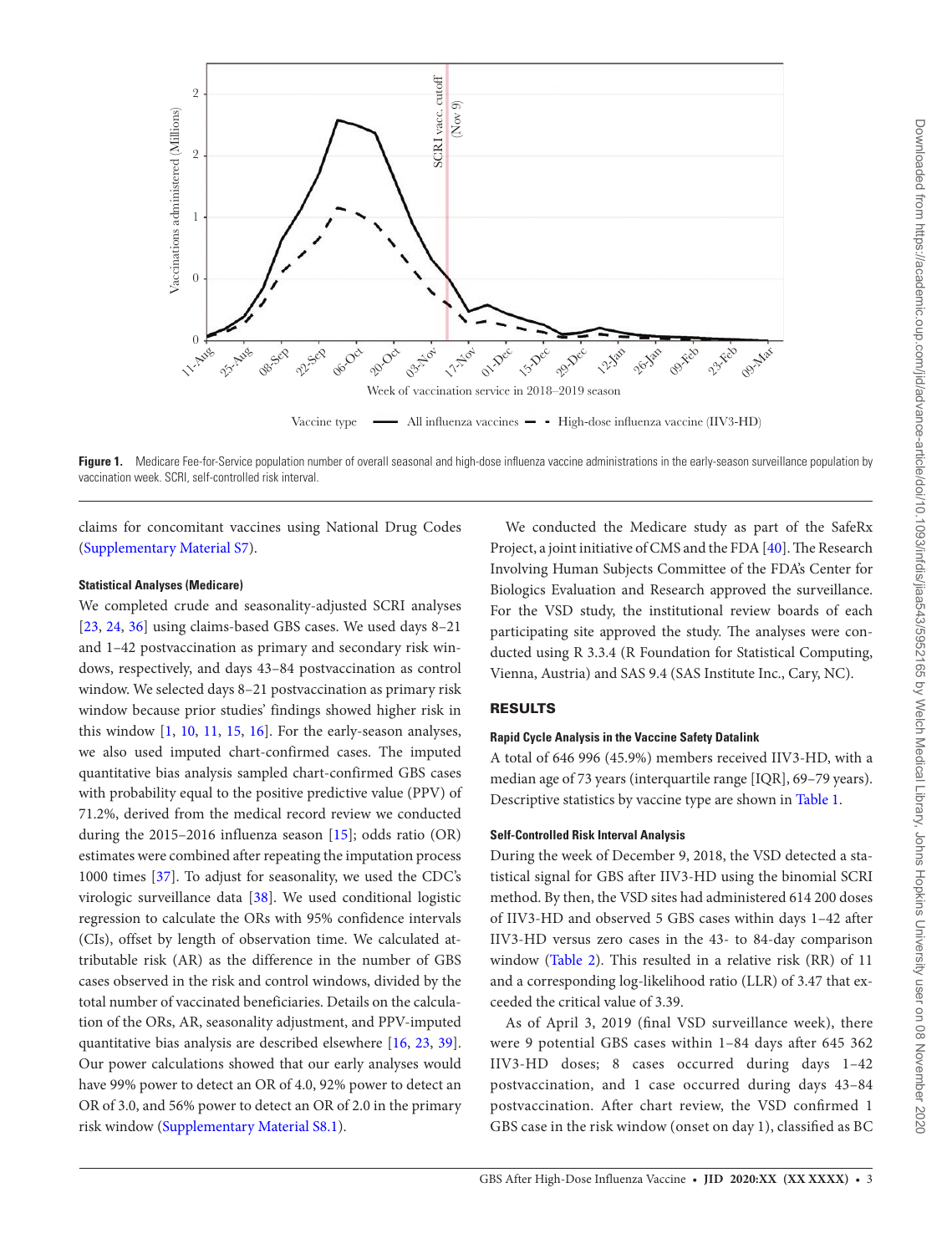Figure 1. Medicare Fee-for-Service population number of overall seasonal and high-dose influenza vaccine administrations in the early-season surveillance population by vaccination week. SCRI, self-controlled risk interval.

claims for concomitant vaccines using National Drug Codes (Supplementary Material S7).

#### Statistical Analyses (Medicare)

We completed crude and seasonality-adjusted SCRI analyses [23, 24, 36] using claims-based GBS cases. We used days 8–21 and 1–42 postvaccination as primary and secondary risk windows, respectively, and days 43–84 postvaccination as control window. We selected days 8–21 postvaccination as primary risk window because prior studies' findings showed higher risk in this window [1, 10, 11, 15, 16]. For the early-season analyses, we also used imputed chart-confirmed cases. The imputed quantitative bias analysis sampled chart-confirmed GBS cases with probability equal to the positive predictive value (PPV) of 71.2%, derived from the medical record review we conducted during the 2015–2016 influenza season [15]; odds ratio (OR) estimates were combined after repeating the imputation process 1000 times [37]. To adjust for seasonality, we used the CDC's virologic surveillance data [38]. We used conditional logistic regression to calculate the ORs with 95% confidence intervals (CIs), offset by length of observation time. We calculated attributable risk (AR) as the difference in the number of GBS cases observed in the risk and control windows, divided by the total number of vaccinated beneficiaries. Details on the calculation of the ORs, AR, seasonality adjustment, and PPV-imputed quantitative bias analysis are described elsewhere [16, 23, 39]. Our power calculations showed that our early analyses would have 99% power to detect an OR of 4.0, 92% power to detect an OR of 3.0, and 56% power to detect an OR of 2.0 in the primary risk window (Supplementary Material S8.1).

We conducted the Medicare study as part of the SafeRx Project, a joint initiative of CMS and the FDA [40]. The Research Involving Human Subjects Committee of the FDA's Center for Biologics Evaluation and Research approved the surveillance. For the VSD study, the institutional review boards of each participating site approved the study. The analyses were conducted using R 3.3.4 (R Foundation for Statistical Computing, Vienna, Austria) and SAS 9.4 (SAS Institute Inc., Cary, NC).

## RESULTS

#### Rapid Cycle Analysis in the Vaccine Safety Datalink

A total of 646 996 (45.9%) members received IIV3-HD, with a median age of 73 years (interquartile range [IQR], 69–79 years). Descriptive statistics by vaccine type are shown in Table 1.

#### Self-Controlled Risk Interval Analysis

During the week of December 9, 2018, the VSD detected a statistical signal for GBS after IIV3-HD using the binomial SCRI method. By then, the VSD sites had administered 614 200 doses of IIV3-HD and observed 5 GBS cases within days 1–42 after IIV3-HD versus zero cases in the 43- to 84-day comparison window (Table 2). This resulted in a relative risk (RR) of 11 and a corresponding log-likelihood ratio (LLR) of 3.47 that exceeded the critical value of 3.39.

As of April 3, 2019 (final VSD surveillance week), there were 9 potential GBS cases within 1–84 days after 645 362 IIV3-HD doses; 8 cases occurred during days 1–42 postvaccination, and 1 case occurred during days 43–84 postvaccination. After chart review, the VSD confirmed 1 GBS case in the risk window (onset on day 1), classified as BC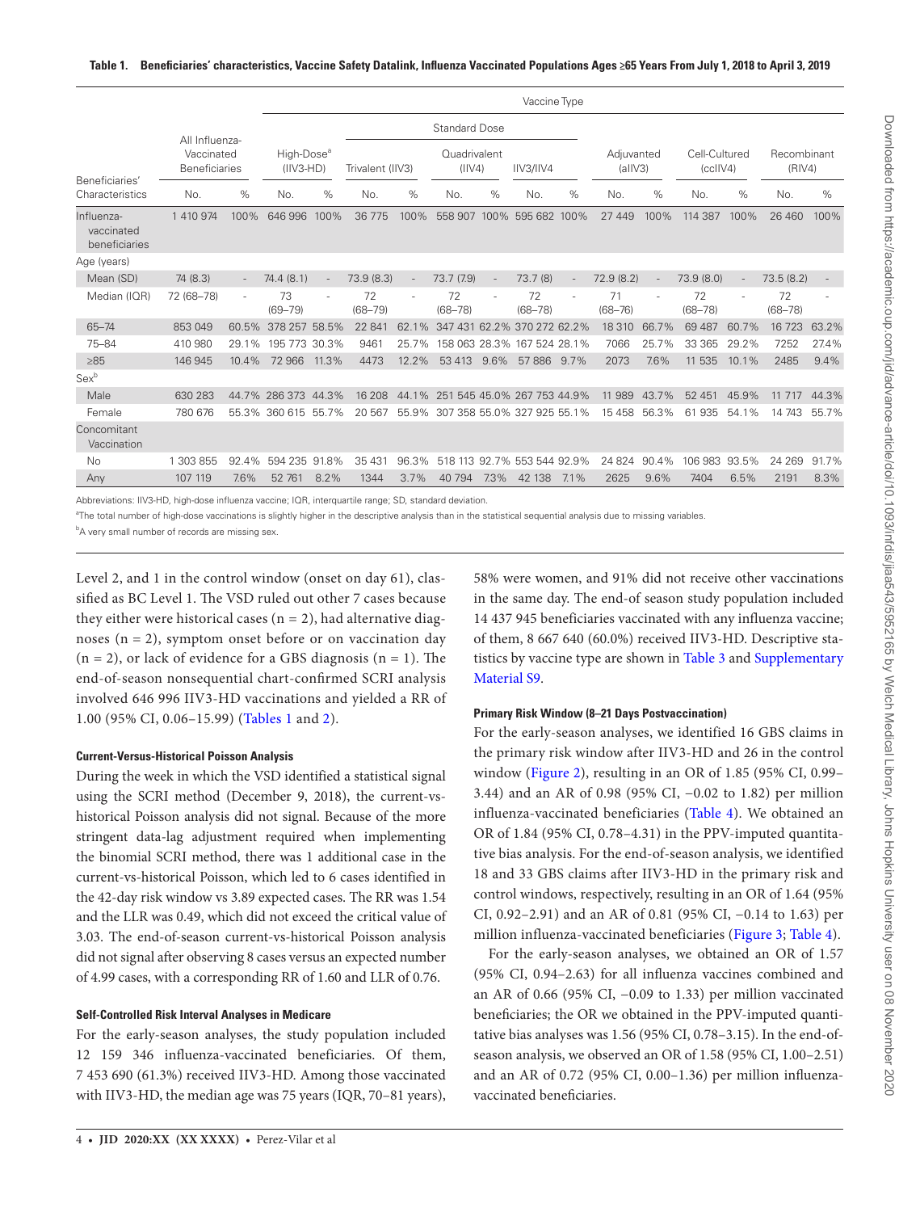**Table 1. Beneficiaries' characteristics, Vaccine Safety Datalink, Influenza Vaccinated Populations Ages ≥65 Years From July 1, 2018 to April 3, 2019**

| Beneficiaries' Characteristics | All Influenza-Vaccinated Beneficiaries | | Vaccine Type | | | | | | | | | | | | | | | |
|---|---|---|---|---|---|---|---|---|---|---|---|---|---|---|---|---|---|---|
| | | | High-Dose[a] (IIV3-HD) | | Standard Dose | | | | | | Adjuvanted (aIIV3) | | Cell-Cultured (ccIIV4) | | Recombinant (RIV4) | | | |
| | | | | | Trivalent (IIV3) | | Quadrivalent (IIV4) | | IIV3/IIV4 | | | | | | | | | |
| | No. | % | No. | % | No. | % | No. | % | No. | % | No. | % | No. | % | No. | % | | |
| Influenza-vaccinated beneficiaries | 1 410 974 | 100% | 646 996 | 100% | 36 775 | 100% | 558 907 | 100% | 595 682 | 100% | 27 449 | 100% | 114 387 | 100% | 26 460 | 100% | | |
| Age (years) | | | | | | | | | | | | | | | | | | |
| Mean (SD) | 74 (8.3) | - | 74.4 (8.1) | - | 73.9 (8.3) | - | 73.7 (7.9) | - | 73.7 (8) | - | 72.9 (8.2) | - | 73.9 (8.0) | - | 73.5 (8.2) | - | | |
| Median (IQR) | 72 (68–78) | - | 73 (69–79) | - | 72 (68–79) | - | 72 (68–78) | - | 72 (68–78) | - | 71 (68–76) | - | 72 (68–78) | - | 72 (68–78) | - | | |
| 65–74 | 853 049 | 60.5% | 378 257 | 58.5% | 22 841 | 62.1% | 347 431 | 62.2% | 370 272 | 62.2% | 18 310 | 66.7% | 69 487 | 60.7% | 16 723 | 63.2% | | |
| 75–84 | 410 980 | 29.1% | 195 773 | 30.3% | 9461 | 25.7% | 158 063 | 28.3% | 167 524 | 28.1% | 7066 | 25.7% | 33 365 | 29.2% | 7252 | 27.4% | | |
| ≥85 | 146 945 | 10.4% | 72 966 | 11.3% | 4473 | 12.2% | 53 413 | 9.6% | 57 886 | 9.7% | 2073 | 7.6% | 11 535 | 10.1% | 2485 | 9.4% | | |
| Sex[b] | | | | | | | | | | | | | | | | | | |
| Male | 630 283 | 44.7% | 286 373 | 44.3% | 16 208 | 44.1% | 251 545 | 45.0% | 267 753 | 44.9% | 11 989 | 43.7% | 52 451 | 45.9% | 11 717 | 44.3% | | |
| Female | 780 676 | 55.3% | 360 615 | 55.7% | 20 567 | 55.9% | 307 358 | 55.0% | 327 925 | 55.1% | 15 458 | 56.3% | 61 935 | 54.1% | 14 743 | 55.7% | | |
| Concomitant Vaccination | | | | | | | | | | | | | | | | | | |
| No | 1 303 855 | 92.4% | 594 235 | 91.8% | 35 431 | 96.3% | 518 113 | 92.7% | 553 544 | 92.9% | 24 824 | 90.4% | 106 983 | 93.5% | 24 269 | 91.7% | | |
| Any | 107 119 | 7.6% | 52 761 | 8.2% | 1344 | 3.7% | 40 794 | 7.3% | 42 138 | 7.1% | 2625 | 9.6% | 7404 | 6.5% | 2191 | 8.3% | | |

Abbreviations: IIV3-HD, high-dose influenza vaccine; IQR, interquartile range; SD, standard deviation.

[a]The total number of high-dose vaccinations is slightly higher in the descriptive analysis than in the statistical sequential analysis due to missing variables.

[b]A very small number of records are missing sex.

Level 2, and 1 in the control window (onset on day 61), classified as BC Level 1. The VSD ruled out other 7 cases because they either were historical cases (n = 2), had alternative diagnoses (n = 2), symptom onset before or on vaccination day (n = 2), or lack of evidence for a GBS diagnosis (n = 1). The end-of-season nonsequential chart-confirmed SCRI analysis involved 646 996 IIV3-HD vaccinations and yielded a RR of 1.00 (95% CI, 0.06–15.99) (Tables 1 and 2).

#### Current-Versus-Historical Poisson Analysis

During the week in which the VSD identified a statistical signal using the SCRI method (December 9, 2018), the current-vs-historical Poisson analysis did not signal. Because of the more stringent data-lag adjustment required when implementing the binomial SCRI method, there was 1 additional case in the current-vs-historical Poisson, which led to 6 cases identified in the 42-day risk window vs 3.89 expected cases. The RR was 1.54 and the LLR was 0.49, which did not exceed the critical value of 3.03. The end-of-season current-vs-historical Poisson analysis did not signal after observing 8 cases versus an expected number of 4.99 cases, with a corresponding RR of 1.60 and LLR of 0.76.

#### Self-Controlled Risk Interval Analyses in Medicare

For the early-season analyses, the study population included 12 159 346 influenza-vaccinated beneficiaries. Of them, 7 453 690 (61.3%) received IIV3-HD. Among those vaccinated with IIV3-HD, the median age was 75 years (IQR, 70–81 years), 58% were women, and 91% did not receive other vaccinations in the same day. The end-of season study population included 14 437 945 beneficiaries vaccinated with any influenza vaccine; of them, 8 667 640 (60.0%) received IIV3-HD. Descriptive statistics by vaccine type are shown in Table 3 and Supplementary Material S9.

#### Primary Risk Window (8–21 Days Postvaccination)

For the early-season analyses, we identified 16 GBS claims in the primary risk window after IIV3-HD and 26 in the control window (Figure 2), resulting in an OR of 1.85 (95% CI, 0.99–3.44) and an AR of 0.98 (95% CI, −0.02 to 1.82) per million influenza-vaccinated beneficiaries (Table 4). We obtained an OR of 1.84 (95% CI, 0.78–4.31) in the PPV-imputed quantitative bias analysis. For the end-of-season analysis, we identified 18 and 33 GBS claims after IIV3-HD in the primary risk and control windows, respectively, resulting in an OR of 1.64 (95% CI, 0.92–2.91) and an AR of 0.81 (95% CI, −0.14 to 1.63) per million influenza-vaccinated beneficiaries (Figure 3; Table 4).

For the early-season analyses, we obtained an OR of 1.57 (95% CI, 0.94–2.63) for all influenza vaccines combined and an AR of 0.66 (95% CI, −0.09 to 1.33) per million vaccinated beneficiaries; the OR we obtained in the PPV-imputed quantitative bias analyses was 1.56 (95% CI, 0.78–3.15). In the end-of-season analysis, we observed an OR of 1.58 (95% CI, 1.00–2.51) and an AR of 0.72 (95% CI, 0.00–1.36) per million influenza-vaccinated beneficiaries.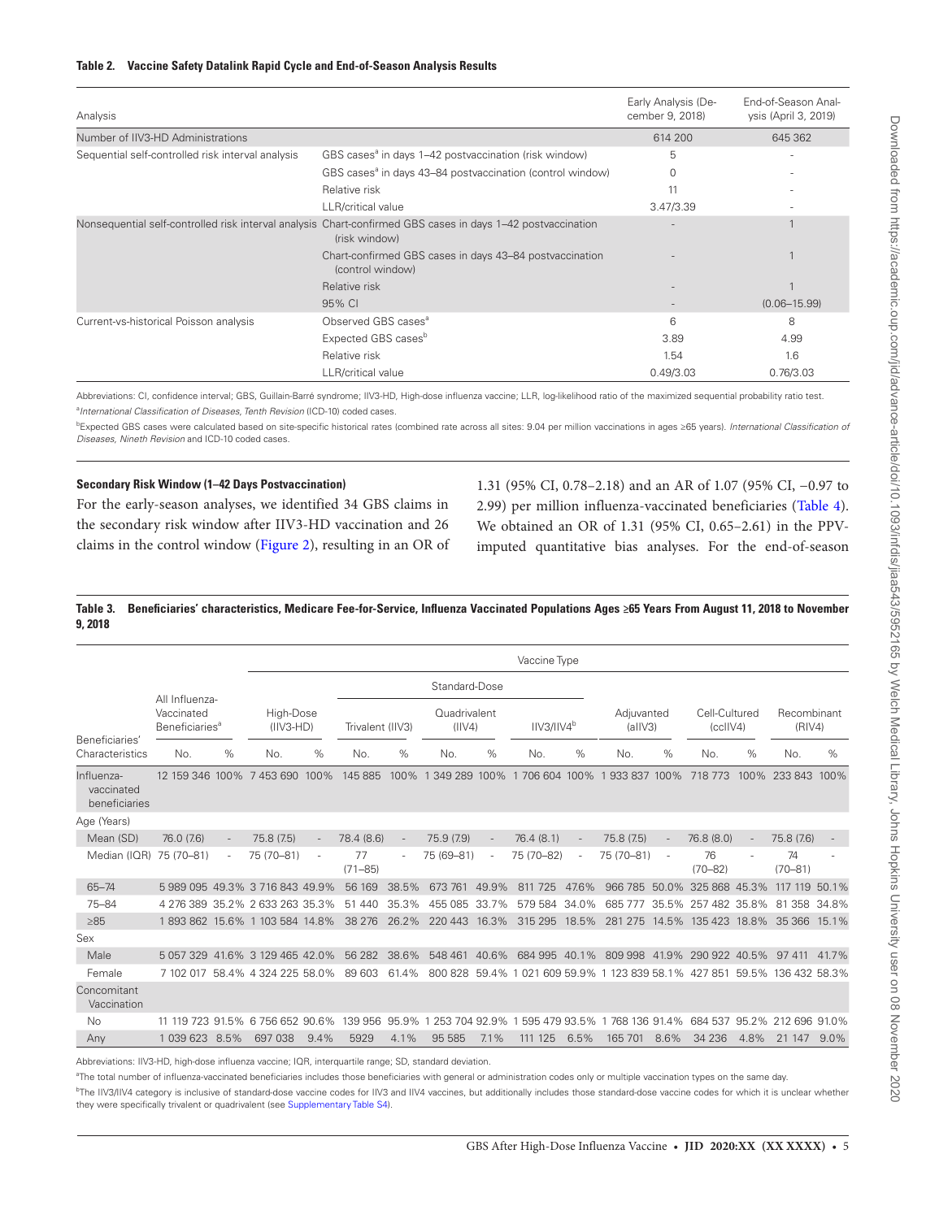**Table 2. Vaccine Safety Datalink Rapid Cycle and End-of-Season Analysis Results**

| Analysis | | Early Analysis (December 9, 2018) | End-of-Season Analysis (April 3, 2019) |
|---|---|---|---|
| Number of IIV3-HD Administrations | | 614 200 | 645 362 |
| Sequential self-controlled risk interval analysis | GBS cases[a] in days 1–42 postvaccination (risk window) | 5 | - |
| | GBS cases[a] in days 43–84 postvaccination (control window) | 0 | - |
| | Relative risk | 11 | - |
| | LLR/critical value | 3.47/3.39 | - |
| Nonsequential self-controlled risk interval analysis | Chart-confirmed GBS cases in days 1–42 postvaccination (risk window) | - | 1 |
| | Chart-confirmed GBS cases in days 43–84 postvaccination (control window) | - | 1 |
| | Relative risk | - | 1 |
| | 95% CI | - | (0.06–15.99) |
| Current-vs-historical Poisson analysis | Observed GBS cases[a] | 6 | 8 |
| | Expected GBS cases[b] | 3.89 | 4.99 |
| | Relative risk | 1.54 | 1.6 |
| | LLR/critical value | 0.49/3.03 | 0.76/3.03 |

Abbreviations: CI, confidence interval; GBS, Guillain-Barré syndrome; IIV3-HD, High-dose influenza vaccine; LLR, log-likelihood ratio of the maximized sequential probability ratio test.

[a]*International Classification of Diseases, Tenth Revision* (ICD-10) coded cases.

[b]Expected GBS cases were calculated based on site-specific historical rates (combined rate across all sites: 9.04 per million vaccinations in ages ≥65 years). *International Classification of Diseases, Nineth Revision* and ICD-10 coded cases.

### Secondary Risk Window (1–42 Days Postvaccination)

For the early-season analyses, we identified 34 GBS claims in the secondary risk window after IIV3-HD vaccination and 26 claims in the control window (Figure 2), resulting in an OR of 1.31 (95% CI, 0.78–2.18) and an AR of 1.07 (95% CI, −0.97 to 2.99) per million influenza-vaccinated beneficiaries (Table 4). We obtained an OR of 1.31 (95% CI, 0.65–2.61) in the PPV-imputed quantitative bias analyses. For the end-of-season

**Table 3. Beneficiaries' characteristics, Medicare Fee-for-Service, Influenza Vaccinated Populations Ages ≥65 Years From August 11, 2018 to November 9, 2018**

| Beneficiaries' Characteristics | All Influenza-Vaccinated Beneficiaries[a] | | Vaccine Type | | | | | | | | | | | | | |
|---|---|---|---|---|---|---|---|---|---|---|---|---|---|---|---|---|
| | | | High-Dose (IIV3-HD) | | Standard-Dose | | | | | | Adjuvanted (aIIV3) | | Cell-Cultured (ccIIV4) | | Recombinant (RIV4) | |
| | | | | | Trivalent (IIV3) | | Quadrivalent (IIV4) | | IIV3/IIV4[b] | | | | | | | |
| | No. | % | No. | % | No. | % | No. | % | No. | % | No. | % | No. | % | No. | % |
| Influenza-vaccinated beneficiaries | 12 159 346 | 100% | 7 453 690 | 100% | 145 885 | 100% | 1 349 289 | 100% | 1 706 604 | 100% | 1 933 837 | 100% | 718 773 | 100% | 233 843 | 100% |
| Age (Years) | | | | | | | | | | | | | | | | |
| Mean (SD) | 76.0 (7.6) | - | 75.8 (7.5) | - | 78.4 (8.6) | - | 75.9 (7.9) | - | 76.4 (8.1) | - | 75.8 (7.5) | - | 76.8 (8.0) | - | 75.8 (7.6) | - |
| Median (IQR) | 75 (70–81) | - | 75 (70–81) | - | 77 (71–85) | - | 75 (69–81) | - | 75 (70–82) | - | 75 (70–81) | - | 76 (70–82) | - | 74 (70–81) | - |
| 65–74 | 5 989 095 | 49.3% | 3 716 843 | 49.9% | 56 169 | 38.5% | 673 761 | 49.9% | 811 725 | 47.6% | 966 785 | 50.0% | 325 868 | 45.3% | 117 119 | 50.1% |
| 75–84 | 4 276 389 | 35.2% | 2 633 263 | 35.3% | 51 440 | 35.3% | 455 085 | 33.7% | 579 584 | 34.0% | 685 777 | 35.5% | 257 482 | 35.8% | 81 358 | 34.8% |
| ≥85 | 1 893 862 | 15.6% | 1 103 584 | 14.8% | 38 276 | 26.2% | 220 443 | 16.3% | 315 295 | 18.5% | 281 275 | 14.5% | 135 423 | 18.8% | 35 366 | 15.1% |
| Sex | | | | | | | | | | | | | | | | |
| Male | 5 057 329 | 41.6% | 3 129 465 | 42.0% | 56 282 | 38.6% | 548 461 | 40.6% | 684 995 | 40.1% | 809 998 | 41.9% | 290 922 | 40.5% | 97 411 | 41.7% |
| Female | 7 102 017 | 58.4% | 4 324 225 | 58.0% | 89 603 | 61.4% | 800 828 | 59.4% | 1 021 609 | 59.9% | 1 123 839 | 58.1% | 427 851 | 59.5% | 136 432 | 58.3% |
| Concomitant Vaccination | | | | | | | | | | | | | | | | |
| No | 11 119 723 | 91.5% | 6 756 652 | 90.6% | 139 956 | 95.9% | 1 253 704 | 92.9% | 1 595 479 | 93.5% | 1 768 136 | 91.4% | 684 537 | 95.2% | 212 696 | 91.0% |
| Any | 1 039 623 | 8.5% | 697 038 | 9.4% | 5929 | 4.1% | 95 585 | 7.1% | 111 125 | 6.5% | 165 701 | 8.6% | 34 236 | 4.8% | 21 147 | 9.0% |

Abbreviations: IIV3-HD, high-dose influenza vaccine; IQR, interquartile range; SD, standard deviation.

[a]The total number of influenza-vaccinated beneficiaries includes those beneficiaries with general or administration codes only or multiple vaccination types on the same day.

[b]The IIV3/IIV4 category is inclusive of standard-dose vaccine codes for IIV3 and IIV4 vaccines, but additionally includes those standard-dose vaccine codes for which it is unclear whether they were specifically trivalent or quadrivalent (see Supplementary Table S4).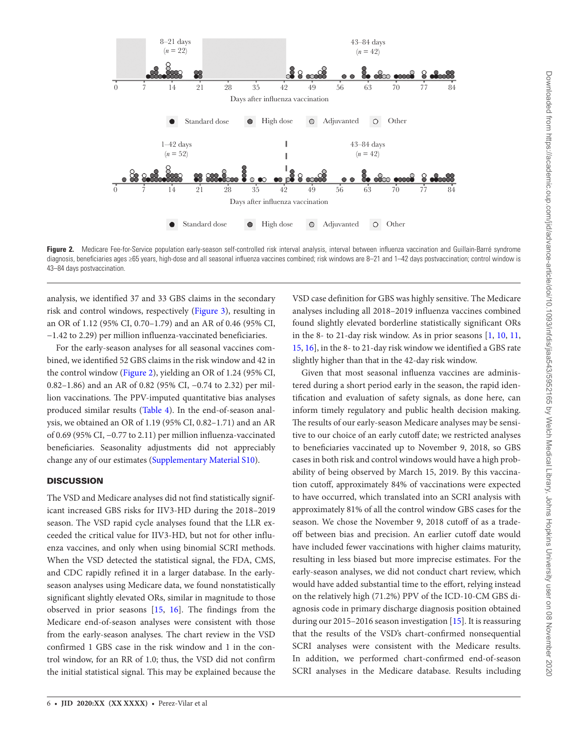Figure 2. Medicare Fee-for-Service population early-season self-controlled risk interval analysis, interval between influenza vaccination and Guillain-Barré syndrome diagnosis, beneficiaries ages ≥65 years, high-dose and all seasonal influenza vaccines combined; risk windows are 8–21 and 1–42 days postvaccination; control window is 43–84 days postvaccination.

analysis, we identified 37 and 33 GBS claims in the secondary risk and control windows, respectively (Figure 3), resulting in an OR of 1.12 (95% CI, 0.70–1.79) and an AR of 0.46 (95% CI, −1.42 to 2.29) per million influenza-vaccinated beneficiaries.

For the early-season analyses for all seasonal vaccines combined, we identified 52 GBS claims in the risk window and 42 in the control window (Figure 2), yielding an OR of 1.24 (95% CI, 0.82–1.86) and an AR of 0.82 (95% CI, −0.74 to 2.32) per million vaccinations. The PPV-imputed quantitative bias analyses produced similar results (Table 4). In the end-of-season analysis, we obtained an OR of 1.19 (95% CI, 0.82–1.71) and an AR of 0.69 (95% CI, −0.77 to 2.11) per million influenza-vaccinated beneficiaries. Seasonality adjustments did not appreciably change any of our estimates (Supplementary Material S10).

## DISCUSSION

The VSD and Medicare analyses did not find statistically significant increased GBS risks for IIV3-HD during the 2018–2019 season. The VSD rapid cycle analyses found that the LLR exceeded the critical value for IIV3-HD, but not for other influenza vaccines, and only when using binomial SCRI methods. When the VSD detected the statistical signal, the FDA, CMS, and CDC rapidly refined it in a larger database. In the early-season analyses using Medicare data, we found nonstatistically significant slightly elevated ORs, similar in magnitude to those observed in prior seasons [15, 16]. The findings from the Medicare end-of-season analyses were consistent with those from the early-season analyses. The chart review in the VSD confirmed 1 GBS case in the risk window and 1 in the control window, for an RR of 1.0; thus, the VSD did not confirm the initial statistical signal. This may be explained because the VSD case definition for GBS was highly sensitive. The Medicare analyses including all 2018–2019 influenza vaccines combined found slightly elevated borderline statistically significant ORs in the 8- to 21-day risk window. As in prior seasons [1, 10, 11, 15, 16], in the 8- to 21-day risk window we identified a GBS rate slightly higher than that in the 42-day risk window.

Given that most seasonal influenza vaccines are administered during a short period early in the season, the rapid identification and evaluation of safety signals, as done here, can inform timely regulatory and public health decision making. The results of our early-season Medicare analyses may be sensitive to our choice of an early cutoff date; we restricted analyses to beneficiaries vaccinated up to November 9, 2018, so GBS cases in both risk and control windows would have a high probability of being observed by March 15, 2019. By this vaccination cutoff, approximately 84% of vaccinations were expected to have occurred, which translated into an SCRI analysis with approximately 81% of all the control window GBS cases for the season. We chose the November 9, 2018 cutoff of as a tradeoff between bias and precision. An earlier cutoff date would have included fewer vaccinations with higher claims maturity, resulting in less biased but more imprecise estimates. For the early-season analyses, we did not conduct chart review, which would have added substantial time to the effort, relying instead on the relatively high (71.2%) PPV of the ICD-10-CM GBS diagnosis code in primary discharge diagnosis position obtained during our 2015–2016 season investigation [15]. It is reassuring that the results of the VSD's chart-confirmed nonsequential SCRI analyses were consistent with the Medicare results. In addition, we performed chart-confirmed end-of-season SCRI analyses in the Medicare database. Results including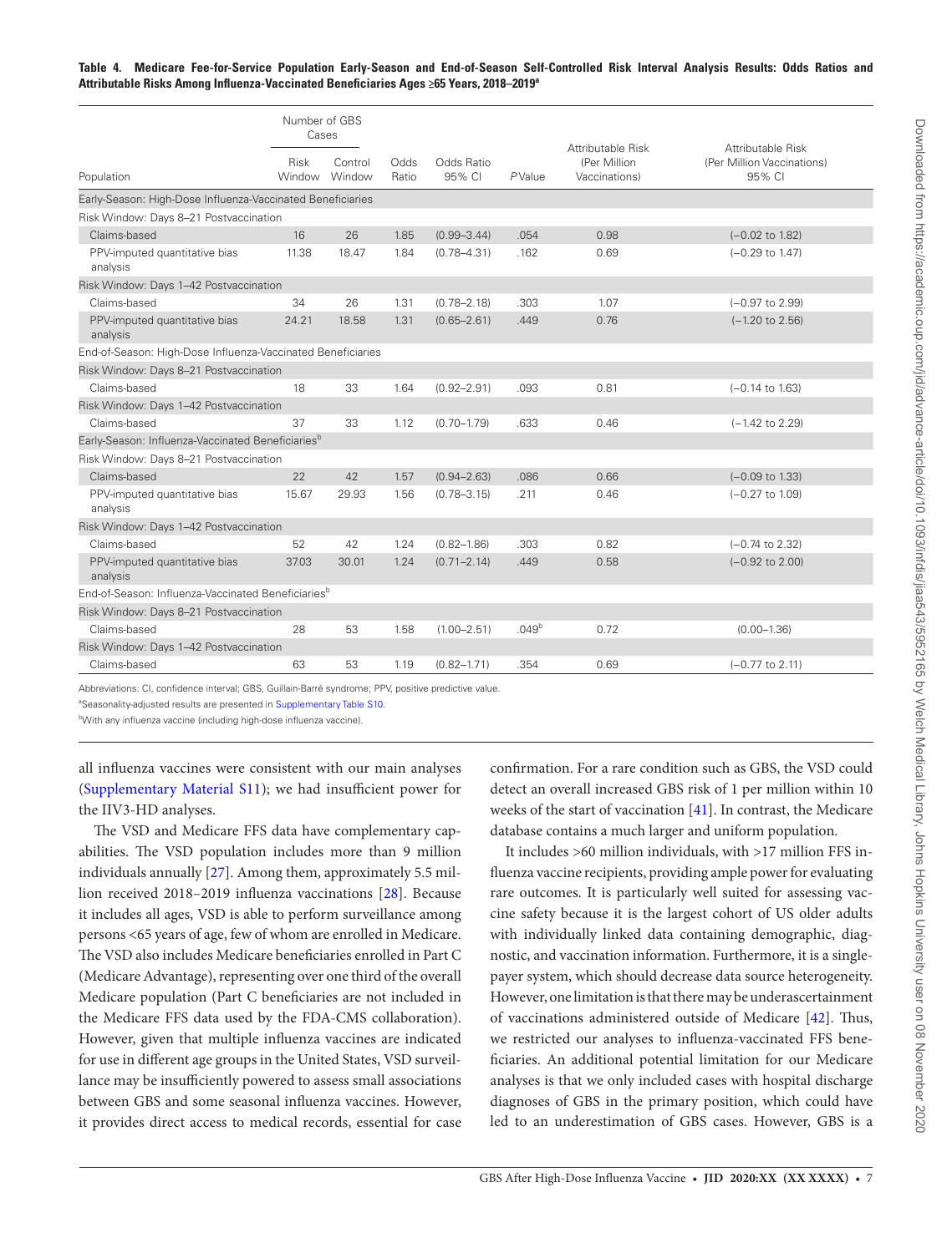**Table 4. Medicare Fee-for-Service Population Early-Season and End-of-Season Self-Controlled Risk Interval Analysis Results: Odds Ratios and Attributable Risks Among Influenza-Vaccinated Beneficiaries Ages ≥65 Years, 2018–2019[a]**

| Population | Number of GBS Cases: Risk Window | Number of GBS Cases: Control Window | Odds Ratio | Odds Ratio 95% CI | P Value | Attributable Risk (Per Million Vaccinations) | Attributable Risk (Per Million Vaccinations) 95% CI |
|---|---|---|---|---|---|---|---|
| **Early-Season: High-Dose Influenza-Vaccinated Beneficiaries** | | | | | | | |
| Risk Window: Days 8–21 Postvaccination | | | | | | | |
| Claims-based | 16 | 26 | 1.85 | (0.99–3.44) | .054 | 0.98 | (−0.02 to 1.82) |
| PPV-imputed quantitative bias analysis | 11.38 | 18.47 | 1.84 | (0.78–4.31) | .162 | 0.69 | (−0.29 to 1.47) |
| Risk Window: Days 1–42 Postvaccination | | | | | | | |
| Claims-based | 34 | 26 | 1.31 | (0.78–2.18) | .303 | 1.07 | (−0.97 to 2.99) |
| PPV-imputed quantitative bias analysis | 24.21 | 18.58 | 1.31 | (0.65–2.61) | .449 | 0.76 | (−1.20 to 2.56) |
| **End-of-Season: High-Dose Influenza-Vaccinated Beneficiaries** | | | | | | | |
| Risk Window: Days 8–21 Postvaccination | | | | | | | |
| Claims-based | 18 | 33 | 1.64 | (0.92–2.91) | .093 | 0.81 | (−0.14 to 1.63) |
| Risk Window: Days 1–42 Postvaccination | | | | | | | |
| Claims-based | 37 | 33 | 1.12 | (0.70–1.79) | .633 | 0.46 | (−1.42 to 2.29) |
| **Early-Season: Influenza-Vaccinated Beneficiaries[b]** | | | | | | | |
| Risk Window: Days 8–21 Postvaccination | | | | | | | |
| Claims-based | 22 | 42 | 1.57 | (0.94–2.63) | .086 | 0.66 | (−0.09 to 1.33) |
| PPV-imputed quantitative bias analysis | 15.67 | 29.93 | 1.56 | (0.78–3.15) | .211 | 0.46 | (−0.27 to 1.09) |
| Risk Window: Days 1–42 Postvaccination | | | | | | | |
| Claims-based | 52 | 42 | 1.24 | (0.82–1.86) | .303 | 0.82 | (−0.74 to 2.32) |
| PPV-imputed quantitative bias analysis | 37.03 | 30.01 | 1.24 | (0.71–2.14) | .449 | 0.58 | (−0.92 to 2.00) |
| **End-of-Season: Influenza-Vaccinated Beneficiaries[b]** | | | | | | | |
| Risk Window: Days 8–21 Postvaccination | | | | | | | |
| Claims-based | 28 | 53 | 1.58 | (1.00–2.51) | .049[b] | 0.72 | (0.00–1.36) |
| Risk Window: Days 1–42 Postvaccination | | | | | | | |
| Claims-based | 63 | 53 | 1.19 | (0.82–1.71) | .354 | 0.69 | (−0.77 to 2.11) |

Abbreviations: CI, confidence interval; GBS, Guillain-Barré syndrome; PPV, positive predictive value.

[a]Seasonality-adjusted results are presented in Supplementary Table S10.

[b]With any influenza vaccine (including high-dose influenza vaccine).

all influenza vaccines were consistent with our main analyses (Supplementary Material S11); we had insufficient power for the IIV3-HD analyses.

The VSD and Medicare FFS data have complementary capabilities. The VSD population includes more than 9 million individuals annually [27]. Among them, approximately 5.5 million received 2018–2019 influenza vaccinations [28]. Because it includes all ages, VSD is able to perform surveillance among persons <65 years of age, few of whom are enrolled in Medicare. The VSD also includes Medicare beneficiaries enrolled in Part C (Medicare Advantage), representing over one third of the overall Medicare population (Part C beneficiaries are not included in the Medicare FFS data used by the FDA-CMS collaboration). However, given that multiple influenza vaccines are indicated for use in different age groups in the United States, VSD surveillance may be insufficiently powered to assess small associations between GBS and some seasonal influenza vaccines. However, it provides direct access to medical records, essential for case confirmation. For a rare condition such as GBS, the VSD could detect an overall increased GBS risk of 1 per million within 10 weeks of the start of vaccination [41]. In contrast, the Medicare database contains a much larger and uniform population.

It includes >60 million individuals, with >17 million FFS influenza vaccine recipients, providing ample power for evaluating rare outcomes. It is particularly well suited for assessing vaccine safety because it is the largest cohort of US older adults with individually linked data containing demographic, diagnostic, and vaccination information. Furthermore, it is a single-payer system, which should decrease data source heterogeneity. However, one limitation is that there may be underascertainment of vaccinations administered outside of Medicare [42]. Thus, we restricted our analyses to influenza-vaccinated FFS beneficiaries. An additional potential limitation for our Medicare analyses is that we only included cases with hospital discharge diagnoses of GBS in the primary position, which could have led to an underestimation of GBS cases. However, GBS is a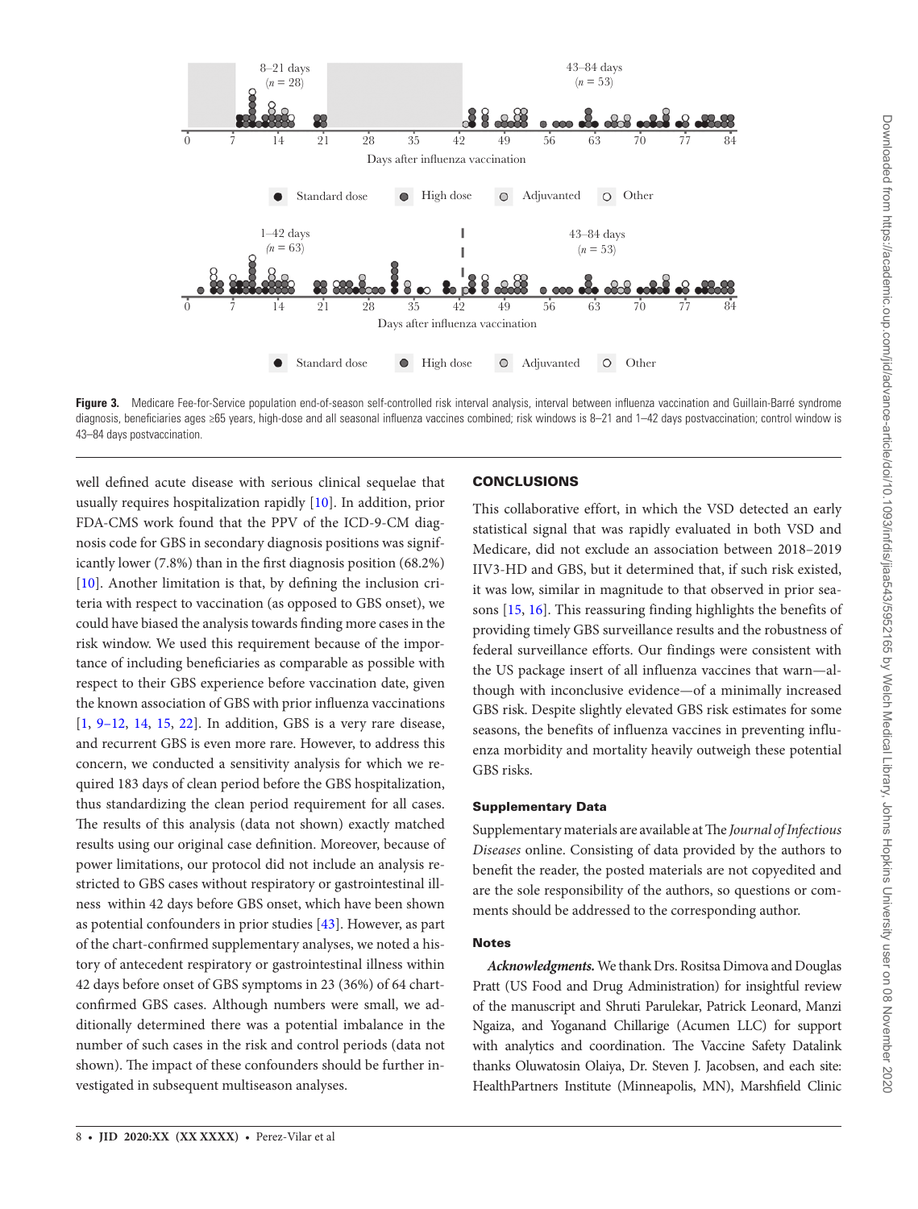**Figure 3.** Medicare Fee-for-Service population end-of-season self-controlled risk interval analysis, interval between influenza vaccination and Guillain-Barré syndrome diagnosis, beneficiaries ages ≥65 years, high-dose and all seasonal influenza vaccines combined; risk windows is 8–21 and 1–42 days postvaccination; control window is 43–84 days postvaccination.

well defined acute disease with serious clinical sequelae that usually requires hospitalization rapidly [10]. In addition, prior FDA-CMS work found that the PPV of the ICD-9-CM diagnosis code for GBS in secondary diagnosis positions was significantly lower (7.8%) than in the first diagnosis position (68.2%) [10]. Another limitation is that, by defining the inclusion criteria with respect to vaccination (as opposed to GBS onset), we could have biased the analysis towards finding more cases in the risk window. We used this requirement because of the importance of including beneficiaries as comparable as possible with respect to their GBS experience before vaccination date, given the known association of GBS with prior influenza vaccinations [1, 9–12, 14, 15, 22]. In addition, GBS is a very rare disease, and recurrent GBS is even more rare. However, to address this concern, we conducted a sensitivity analysis for which we required 183 days of clean period before the GBS hospitalization, thus standardizing the clean period requirement for all cases. The results of this analysis (data not shown) exactly matched results using our original case definition. Moreover, because of power limitations, our protocol did not include an analysis restricted to GBS cases without respiratory or gastrointestinal illness within 42 days before GBS onset, which have been shown as potential confounders in prior studies [43]. However, as part of the chart-confirmed supplementary analyses, we noted a history of antecedent respiratory or gastrointestinal illness within 42 days before onset of GBS symptoms in 23 (36%) of 64 chart-confirmed GBS cases. Although numbers were small, we additionally determined there was a potential imbalance in the number of such cases in the risk and control periods (data not shown). The impact of these confounders should be further investigated in subsequent multiseason analyses.

## CONCLUSIONS

This collaborative effort, in which the VSD detected an early statistical signal that was rapidly evaluated in both VSD and Medicare, did not exclude an association between 2018–2019 IIV3-HD and GBS, but it determined that, if such risk existed, it was low, similar in magnitude to that observed in prior seasons [15, 16]. This reassuring finding highlights the benefits of providing timely GBS surveillance results and the robustness of federal surveillance efforts. Our findings were consistent with the US package insert of all influenza vaccines that warn—although with inconclusive evidence—of a minimally increased GBS risk. Despite slightly elevated GBS risk estimates for some seasons, the benefits of influenza vaccines in preventing influenza morbidity and mortality heavily outweigh these potential GBS risks.

### Supplementary Data

Supplementary materials are available at The *Journal of Infectious Diseases* online. Consisting of data provided by the authors to benefit the reader, the posted materials are not copyedited and are the sole responsibility of the authors, so questions or comments should be addressed to the corresponding author.

### Notes

***Acknowledgments.*** We thank Drs. Rositsa Dimova and Douglas Pratt (US Food and Drug Administration) for insightful review of the manuscript and Shruti Parulekar, Patrick Leonard, Manzi Ngaiza, and Yoganand Chillarige (Acumen LLC) for support with analytics and coordination. The Vaccine Safety Datalink thanks Oluwatosin Olaiya, Dr. Steven J. Jacobsen, and each site: HealthPartners Institute (Minneapolis, MN), Marshfield Clinic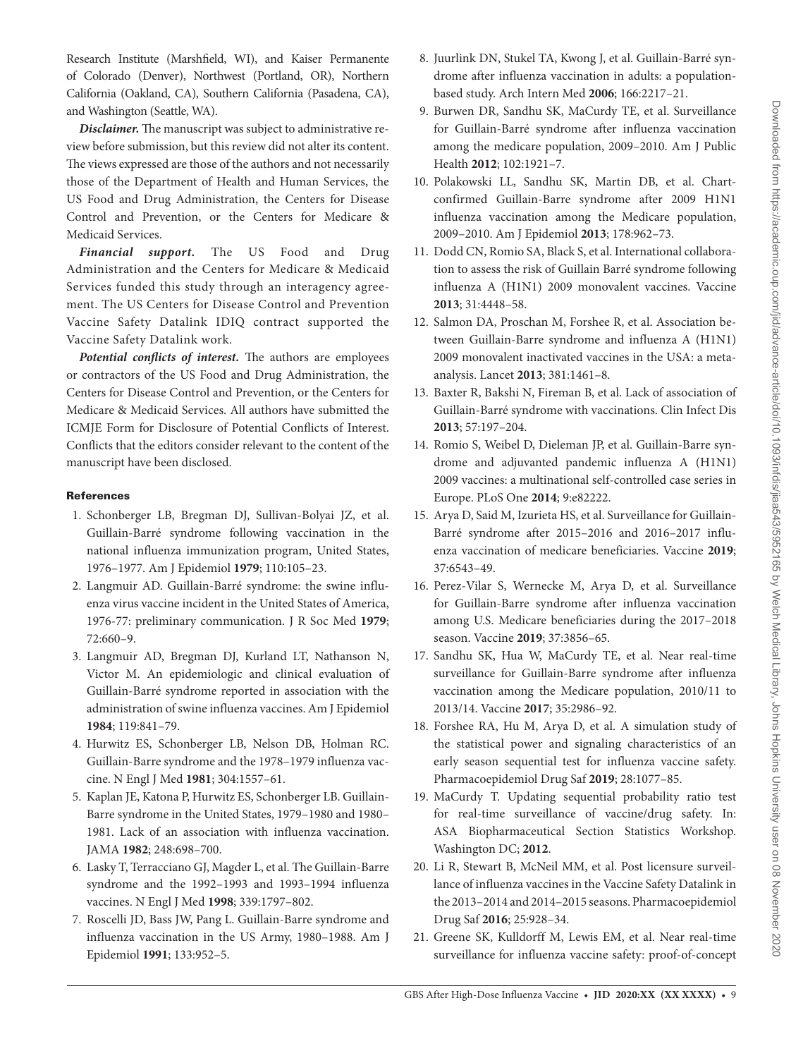Research Institute (Marshfield, WI), and Kaiser Permanente of Colorado (Denver), Northwest (Portland, OR), Northern California (Oakland, CA), Southern California (Pasadena, CA), and Washington (Seattle, WA).

***Disclaimer.*** The manuscript was subject to administrative review before submission, but this review did not alter its content. The views expressed are those of the authors and not necessarily those of the Department of Health and Human Services, the US Food and Drug Administration, the Centers for Disease Control and Prevention, or the Centers for Medicare & Medicaid Services.

***Financial support.*** The US Food and Drug Administration and the Centers for Medicare & Medicaid Services funded this study through an interagency agreement. The US Centers for Disease Control and Prevention Vaccine Safety Datalink IDIQ contract supported the Vaccine Safety Datalink work.

***Potential conflicts of interest.*** The authors are employees or contractors of the US Food and Drug Administration, the Centers for Disease Control and Prevention, or the Centers for Medicare & Medicaid Services. All authors have submitted the ICMJE Form for Disclosure of Potential Conflicts of Interest. Conflicts that the editors consider relevant to the content of the manuscript have been disclosed.

## References

1. Schonberger LB, Bregman DJ, Sullivan-Bolyai JZ, et al. Guillain-Barré syndrome following vaccination in the national influenza immunization program, United States, 1976–1977. Am J Epidemiol **1979**; 110:105–23.
2. Langmuir AD. Guillain-Barré syndrome: the swine influenza virus vaccine incident in the United States of America, 1976-77: preliminary communication. J R Soc Med **1979**; 72:660–9.
3. Langmuir AD, Bregman DJ, Kurland LT, Nathanson N, Victor M. An epidemiologic and clinical evaluation of Guillain-Barré syndrome reported in association with the administration of swine influenza vaccines. Am J Epidemiol **1984**; 119:841–79.
4. Hurwitz ES, Schonberger LB, Nelson DB, Holman RC. Guillain-Barre syndrome and the 1978–1979 influenza vaccine. N Engl J Med **1981**; 304:1557–61.
5. Kaplan JE, Katona P, Hurwitz ES, Schonberger LB. Guillain-Barre syndrome in the United States, 1979–1980 and 1980–1981. Lack of an association with influenza vaccination. JAMA **1982**; 248:698–700.
6. Lasky T, Terracciano GJ, Magder L, et al. The Guillain-Barre syndrome and the 1992–1993 and 1993–1994 influenza vaccines. N Engl J Med **1998**; 339:1797–802.
7. Roscelli JD, Bass JW, Pang L. Guillain-Barre syndrome and influenza vaccination in the US Army, 1980–1988. Am J Epidemiol **1991**; 133:952–5.
8. Juurlink DN, Stukel TA, Kwong J, et al. Guillain-Barré syndrome after influenza vaccination in adults: a population-based study. Arch Intern Med **2006**; 166:2217–21.
9. Burwen DR, Sandhu SK, MaCurdy TE, et al. Surveillance for Guillain-Barré syndrome after influenza vaccination among the medicare population, 2009–2010. Am J Public Health **2012**; 102:1921–7.
10. Polakowski LL, Sandhu SK, Martin DB, et al. Chart-confirmed Guillain-Barre syndrome after 2009 H1N1 influenza vaccination among the Medicare population, 2009–2010. Am J Epidemiol **2013**; 178:962–73.
11. Dodd CN, Romio SA, Black S, et al. International collaboration to assess the risk of Guillain Barré syndrome following influenza A (H1N1) 2009 monovalent vaccines. Vaccine **2013**; 31:4448–58.
12. Salmon DA, Proschan M, Forshee R, et al. Association between Guillain-Barre syndrome and influenza A (H1N1) 2009 monovalent inactivated vaccines in the USA: a meta-analysis. Lancet **2013**; 381:1461–8.
13. Baxter R, Bakshi N, Fireman B, et al. Lack of association of Guillain-Barré syndrome with vaccinations. Clin Infect Dis **2013**; 57:197–204.
14. Romio S, Weibel D, Dieleman JP, et al. Guillain-Barre syndrome and adjuvanted pandemic influenza A (H1N1) 2009 vaccines: a multinational self-controlled case series in Europe. PLoS One **2014**; 9:e82222.
15. Arya D, Said M, Izurieta HS, et al. Surveillance for Guillain-Barré syndrome after 2015–2016 and 2016–2017 influenza vaccination of medicare beneficiaries. Vaccine **2019**; 37:6543–49.
16. Perez-Vilar S, Wernecke M, Arya D, et al. Surveillance for Guillain-Barre syndrome after influenza vaccination among U.S. Medicare beneficiaries during the 2017–2018 season. Vaccine **2019**; 37:3856–65.
17. Sandhu SK, Hua W, MaCurdy TE, et al. Near real-time surveillance for Guillain-Barre syndrome after influenza vaccination among the Medicare population, 2010/11 to 2013/14. Vaccine **2017**; 35:2986–92.
18. Forshee RA, Hu M, Arya D, et al. A simulation study of the statistical power and signaling characteristics of an early season sequential test for influenza vaccine safety. Pharmacoepidemiol Drug Saf **2019**; 28:1077–85.
19. MaCurdy T. Updating sequential probability ratio test for real-time surveillance of vaccine/drug safety. In: ASA Biopharmaceutical Section Statistics Workshop. Washington DC; **2012**.
20. Li R, Stewart B, McNeil MM, et al. Post licensure surveillance of influenza vaccines in the Vaccine Safety Datalink in the 2013–2014 and 2014–2015 seasons. Pharmacoepidemiol Drug Saf **2016**; 25:928–34.
21. Greene SK, Kulldorff M, Lewis EM, et al. Near real-time surveillance for influenza vaccine safety: proof-of-concept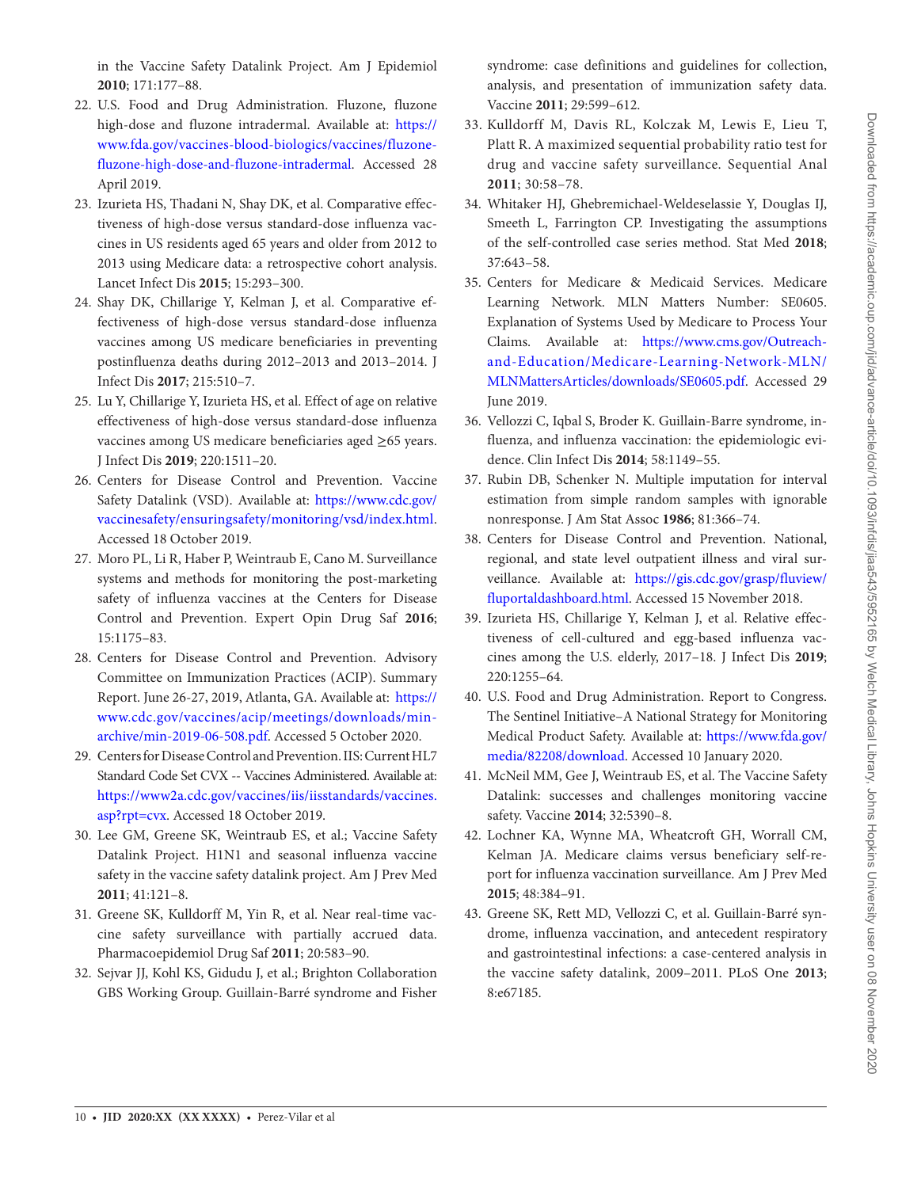in the Vaccine Safety Datalink Project. Am J Epidemiol **2010**; 171:177–88.

22. U.S. Food and Drug Administration. Fluzone, fluzone high-dose and fluzone intradermal. Available at: https://www.fda.gov/vaccines-blood-biologics/vaccines/fluzone-fluzone-high-dose-and-fluzone-intradermal. Accessed 28 April 2019.
23. Izurieta HS, Thadani N, Shay DK, et al. Comparative effectiveness of high-dose versus standard-dose influenza vaccines in US residents aged 65 years and older from 2012 to 2013 using Medicare data: a retrospective cohort analysis. Lancet Infect Dis **2015**; 15:293–300.
24. Shay DK, Chillarige Y, Kelman J, et al. Comparative effectiveness of high-dose versus standard-dose influenza vaccines among US medicare beneficiaries in preventing postinfluenza deaths during 2012–2013 and 2013–2014. J Infect Dis **2017**; 215:510–7.
25. Lu Y, Chillarige Y, Izurieta HS, et al. Effect of age on relative effectiveness of high-dose versus standard-dose influenza vaccines among US medicare beneficiaries aged ≥65 years. J Infect Dis **2019**; 220:1511–20.
26. Centers for Disease Control and Prevention. Vaccine Safety Datalink (VSD). Available at: https://www.cdc.gov/vaccinesafety/ensuringsafety/monitoring/vsd/index.html. Accessed 18 October 2019.
27. Moro PL, Li R, Haber P, Weintraub E, Cano M. Surveillance systems and methods for monitoring the post-marketing safety of influenza vaccines at the Centers for Disease Control and Prevention. Expert Opin Drug Saf **2016**; 15:1175–83.
28. Centers for Disease Control and Prevention. Advisory Committee on Immunization Practices (ACIP). Summary Report. June 26-27, 2019, Atlanta, GA. Available at: https://www.cdc.gov/vaccines/acip/meetings/downloads/min-archive/min-2019-06-508.pdf. Accessed 5 October 2020.
29. Centers for Disease Control and Prevention. IIS: Current HL7 Standard Code Set CVX -- Vaccines Administered. Available at: https://www2a.cdc.gov/vaccines/iis/iisstandards/vaccines.asp?rpt=cvx. Accessed 18 October 2019.
30. Lee GM, Greene SK, Weintraub ES, et al.; Vaccine Safety Datalink Project. H1N1 and seasonal influenza vaccine safety in the vaccine safety datalink project. Am J Prev Med **2011**; 41:121–8.
31. Greene SK, Kulldorff M, Yin R, et al. Near real-time vaccine safety surveillance with partially accrued data. Pharmacoepidemiol Drug Saf **2011**; 20:583–90.
32. Sejvar JJ, Kohl KS, Gidudu J, et al.; Brighton Collaboration GBS Working Group. Guillain-Barré syndrome and Fisher syndrome: case definitions and guidelines for collection, analysis, and presentation of immunization safety data. Vaccine **2011**; 29:599–612.
33. Kulldorff M, Davis RL, Kolczak M, Lewis E, Lieu T, Platt R. A maximized sequential probability ratio test for drug and vaccine safety surveillance. Sequential Anal **2011**; 30:58–78.
34. Whitaker HJ, Ghebremichael-Weldeselassie Y, Douglas IJ, Smeeth L, Farrington CP. Investigating the assumptions of the self-controlled case series method. Stat Med **2018**; 37:643–58.
35. Centers for Medicare & Medicaid Services. Medicare Learning Network. MLN Matters Number: SE0605. Explanation of Systems Used by Medicare to Process Your Claims. Available at: https://www.cms.gov/Outreach-and-Education/Medicare-Learning-Network-MLN/MLNMattersArticles/downloads/SE0605.pdf. Accessed 29 June 2019.
36. Vellozzi C, Iqbal S, Broder K. Guillain-Barre syndrome, influenza, and influenza vaccination: the epidemiologic evidence. Clin Infect Dis **2014**; 58:1149–55.
37. Rubin DB, Schenker N. Multiple imputation for interval estimation from simple random samples with ignorable nonresponse. J Am Stat Assoc **1986**; 81:366–74.
38. Centers for Disease Control and Prevention. National, regional, and state level outpatient illness and viral surveillance. Available at: https://gis.cdc.gov/grasp/fluview/fluportaldashboard.html. Accessed 15 November 2018.
39. Izurieta HS, Chillarige Y, Kelman J, et al. Relative effectiveness of cell-cultured and egg-based influenza vaccines among the U.S. elderly, 2017–18. J Infect Dis **2019**; 220:1255–64.
40. U.S. Food and Drug Administration. Report to Congress. The Sentinel Initiative–A National Strategy for Monitoring Medical Product Safety. Available at: https://www.fda.gov/media/82208/download. Accessed 10 January 2020.
41. McNeil MM, Gee J, Weintraub ES, et al. The Vaccine Safety Datalink: successes and challenges monitoring vaccine safety. Vaccine **2014**; 32:5390–8.
42. Lochner KA, Wynne MA, Wheatcroft GH, Worrall CM, Kelman JA. Medicare claims versus beneficiary self-report for influenza vaccination surveillance. Am J Prev Med **2015**; 48:384–91.
43. Greene SK, Rett MD, Vellozzi C, et al. Guillain-Barré syndrome, influenza vaccination, and antecedent respiratory and gastrointestinal infections: a case-centered analysis in the vaccine safety datalink, 2009–2011. PLoS One **2013**; 8:e67185.